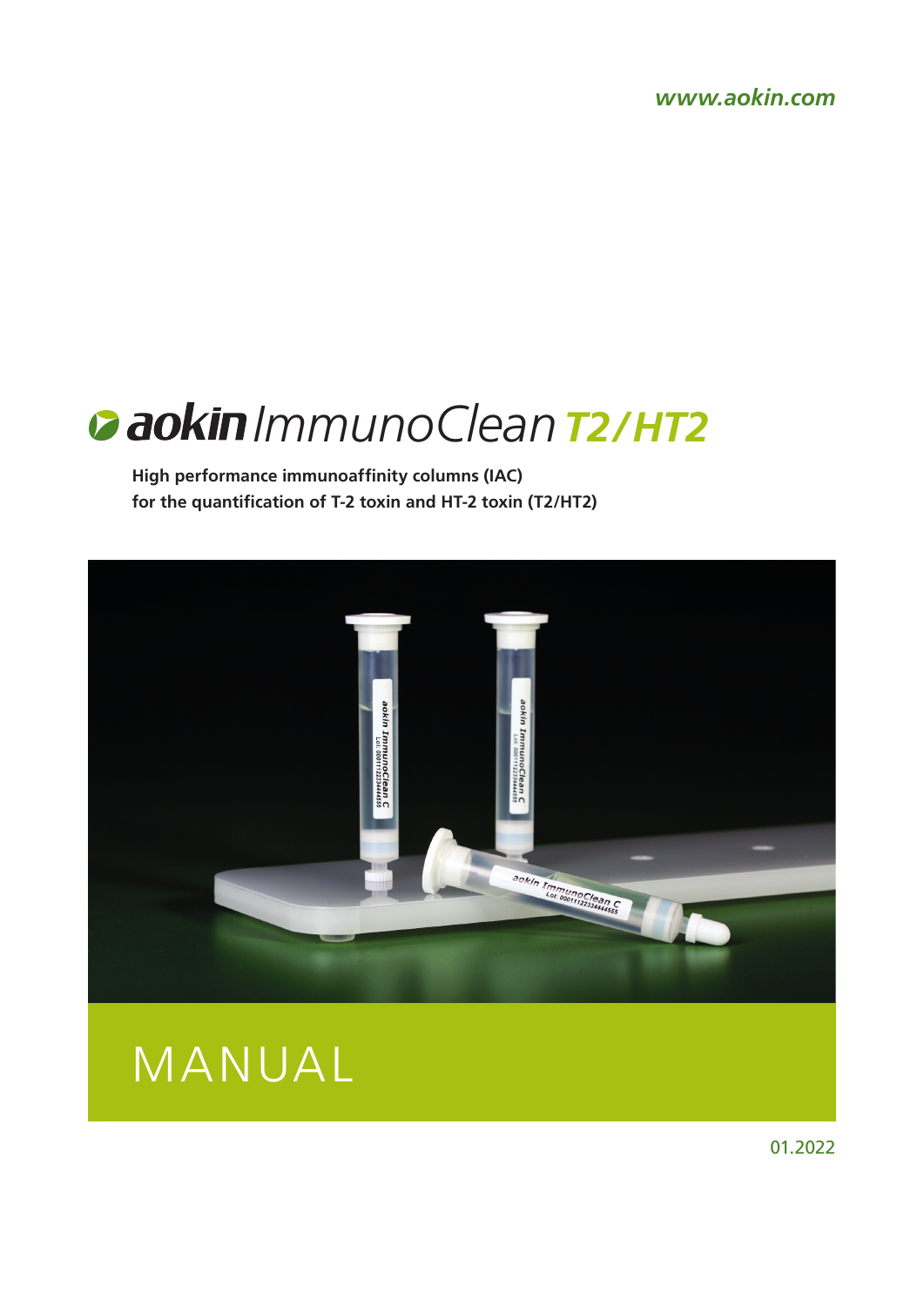*www.aokin.com*

# aokin ImmunoClean T2/HT2

**High performance immunoaffinity columns (IAC)**
**for the quantification of T-2 toxin and HT-2 toxin (T2/HT2)**

# MANUAL

01.2022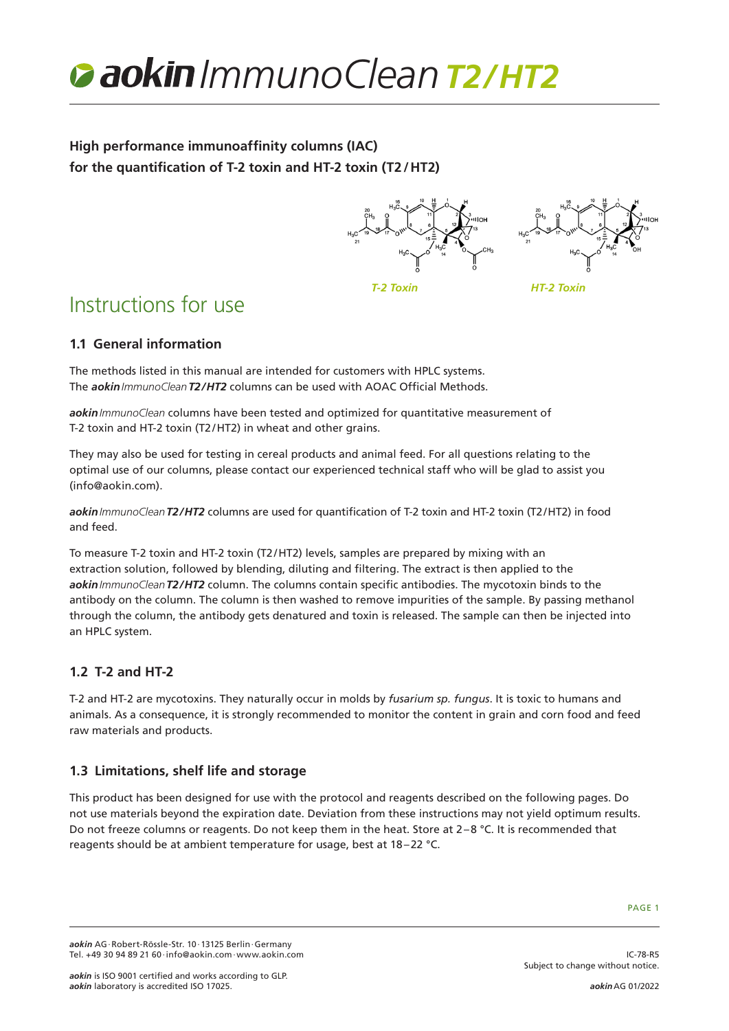# aokin ImmunoClean T2/HT2

**High performance immunoaffinity columns (IAC)**
**for the quantification of T-2 toxin and HT-2 toxin (T2/HT2)**

*T-2 Toxin* *HT-2 Toxin*

## Instructions for use

### 1.1 General information

The methods listed in this manual are intended for customers with HPLC systems.
The ***aokin*** *ImmunoClean* ***T2/HT2*** columns can be used with AOAC Official Methods.

***aokin*** *ImmunoClean* columns have been tested and optimized for quantitative measurement of T-2 toxin and HT-2 toxin (T2/HT2) in wheat and other grains.

They may also be used for testing in cereal products and animal feed. For all questions relating to the optimal use of our columns, please contact our experienced technical staff who will be glad to assist you (info@aokin.com).

***aokin*** *ImmunoClean* ***T2/HT2*** columns are used for quantification of T-2 toxin and HT-2 toxin (T2/HT2) in food and feed.

To measure T-2 toxin and HT-2 toxin (T2/HT2) levels, samples are prepared by mixing with an extraction solution, followed by blending, diluting and filtering. The extract is then applied to the ***aokin*** *ImmunoClean* ***T2/HT2*** column. The columns contain specific antibodies. The mycotoxin binds to the antibody on the column. The column is then washed to remove impurities of the sample. By passing methanol through the column, the antibody gets denatured and toxin is released. The sample can then be injected into an HPLC system.

### 1.2 T-2 and HT-2

T-2 and HT-2 are mycotoxins. They naturally occur in molds by *fusarium sp. fungus*. It is toxic to humans and animals. As a consequence, it is strongly recommended to monitor the content in grain and corn food and feed raw materials and products.

### 1.3 Limitations, shelf life and storage

This product has been designed for use with the protocol and reagents described on the following pages. Do not use materials beyond the expiration date. Deviation from these instructions may not yield optimum results. Do not freeze columns or reagents. Do not keep them in the heat. Store at 2–8 °C. It is recommended that reagents should be at ambient temperature for usage, best at 18–22 °C.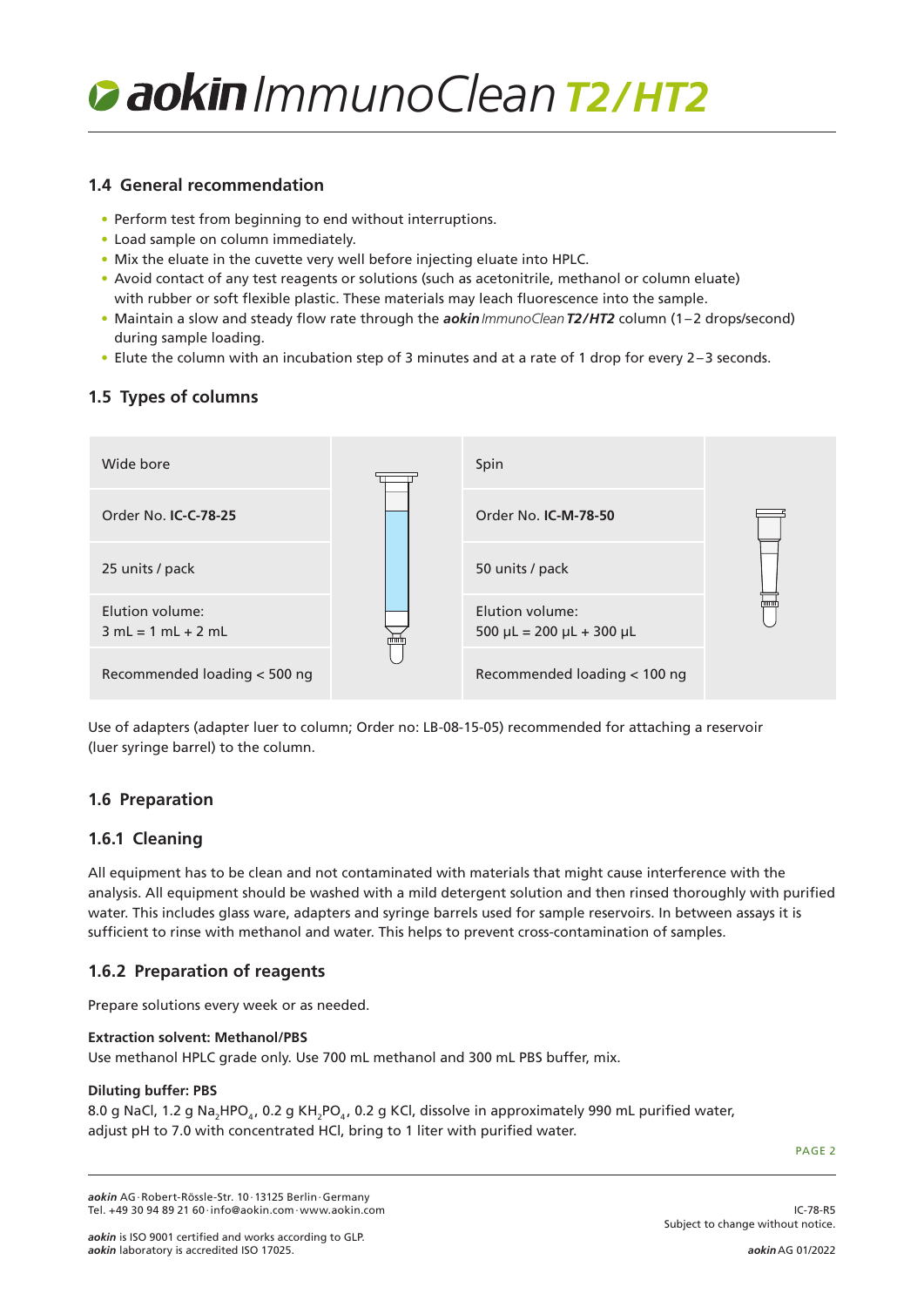## 1.4 General recommendation

- Perform test from beginning to end without interruptions.
- Load sample on column immediately.
- Mix the eluate in the cuvette very well before injecting eluate into HPLC.
- Avoid contact of any test reagents or solutions (such as acetonitrile, methanol or column eluate) with rubber or soft flexible plastic. These materials may leach fluorescence into the sample.
- Maintain a slow and steady flow rate through the ***aokin*** *ImmunoClean* ***T2/HT2*** column (1–2 drops/second) during sample loading.
- Elute the column with an incubation step of 3 minutes and at a rate of 1 drop for every 2–3 seconds.

## 1.5 Types of columns

| Wide bore | Spin |
|---|---|
| Order No. **IC-C-78-25** | Order No. **IC-M-78-50** |
| 25 units / pack | 50 units / pack |
| Elution volume: 3 mL = 1 mL + 2 mL | Elution volume: 500 µL = 200 µL + 300 µL |
| Recommended loading < 500 ng | Recommended loading < 100 ng |

Use of adapters (adapter luer to column; Order no: LB-08-15-05) recommended for attaching a reservoir (luer syringe barrel) to the column.

## 1.6 Preparation

### 1.6.1 Cleaning

All equipment has to be clean and not contaminated with materials that might cause interference with the analysis. All equipment should be washed with a mild detergent solution and then rinsed thoroughly with purified water. This includes glass ware, adapters and syringe barrels used for sample reservoirs. In between assays it is sufficient to rinse with methanol and water. This helps to prevent cross-contamination of samples.

### 1.6.2 Preparation of reagents

Prepare solutions every week or as needed.

**Extraction solvent: Methanol/PBS**
Use methanol HPLC grade only. Use 700 mL methanol and 300 mL PBS buffer, mix.

**Diluting buffer: PBS**
8.0 g NaCl, 1.2 g $Na_2HPO_4$, 0.2 g $KH_2PO_4$, 0.2 g KCl, dissolve in approximately 990 mL purified water, adjust pH to 7.0 with concentrated HCl, bring to 1 liter with purified water.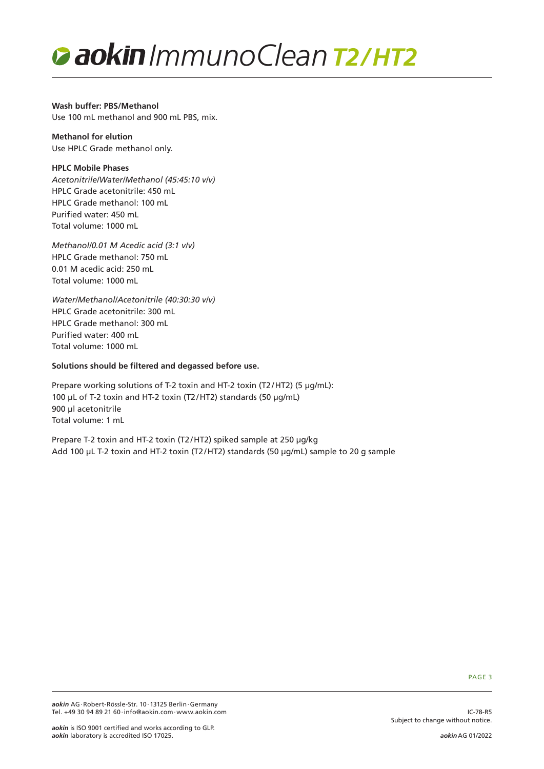**Wash buffer: PBS/Methanol**
Use 100 mL methanol and 900 mL PBS, mix.

**Methanol for elution**
Use HPLC Grade methanol only.

**HPLC Mobile Phases**

*Acetonitrile/Water/Methanol (45:45:10 v/v)*
HPLC Grade acetonitrile: 450 mL
HPLC Grade methanol: 100 mL
Purified water: 450 mL
Total volume: 1000 mL

*Methanol/0.01 M Acedic acid (3:1 v/v)*
HPLC Grade methanol: 750 mL
0.01 M acedic acid: 250 mL
Total volume: 1000 mL

*Water/Methanol/Acetonitrile (40:30:30 v/v)*
HPLC Grade acetonitrile: 300 mL
HPLC Grade methanol: 300 mL
Purified water: 400 mL
Total volume: 1000 mL

**Solutions should be filtered and degassed before use.**

Prepare working solutions of T-2 toxin and HT-2 toxin (T2/HT2) (5 µg/mL):
100 µL of T-2 toxin and HT-2 toxin (T2/HT2) standards (50 µg/mL)
900 µl acetonitrile
Total volume: 1 mL

Prepare T-2 toxin and HT-2 toxin (T2/HT2) spiked sample at 250 µg/kg
Add 100 µL T-2 toxin and HT-2 toxin (T2/HT2) standards (50 µg/mL) sample to 20 g sample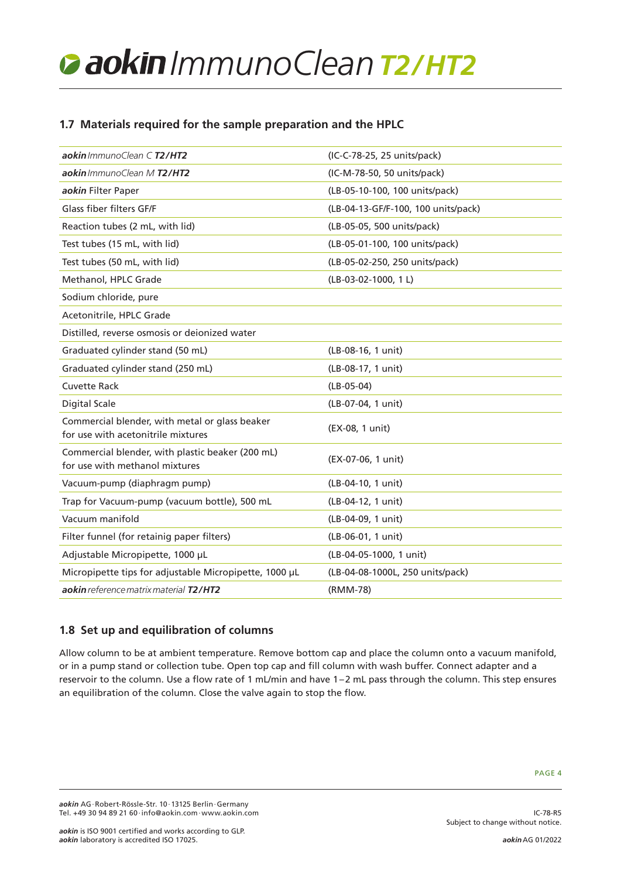## 1.7 Materials required for the sample preparation and the HPLC

| | |
|---|---|
| ***aokin*** *ImmunoClean C* ***T2/HT2*** | (IC-C-78-25, 25 units/pack) |
| ***aokin*** *ImmunoClean M* ***T2/HT2*** | (IC-M-78-50, 50 units/pack) |
| ***aokin*** Filter Paper | (LB-05-10-100, 100 units/pack) |
| Glass fiber filters GF/F | (LB-04-13-GF/F-100, 100 units/pack) |
| Reaction tubes (2 mL, with lid) | (LB-05-05, 500 units/pack) |
| Test tubes (15 mL, with lid) | (LB-05-01-100, 100 units/pack) |
| Test tubes (50 mL, with lid) | (LB-05-02-250, 250 units/pack) |
| Methanol, HPLC Grade | (LB-03-02-1000, 1 L) |
| Sodium chloride, pure | |
| Acetonitrile, HPLC Grade | |
| Distilled, reverse osmosis or deionized water | |
| Graduated cylinder stand (50 mL) | (LB-08-16, 1 unit) |
| Graduated cylinder stand (250 mL) | (LB-08-17, 1 unit) |
| Cuvette Rack | (LB-05-04) |
| Digital Scale | (LB-07-04, 1 unit) |
| Commercial blender, with metal or glass beaker for use with acetonitrile mixtures | (EX-08, 1 unit) |
| Commercial blender, with plastic beaker (200 mL) for use with methanol mixtures | (EX-07-06, 1 unit) |
| Vacuum-pump (diaphragm pump) | (LB-04-10, 1 unit) |
| Trap for Vacuum-pump (vacuum bottle), 500 mL | (LB-04-12, 1 unit) |
| Vacuum manifold | (LB-04-09, 1 unit) |
| Filter funnel (for retainig paper filters) | (LB-06-01, 1 unit) |
| Adjustable Micropipette, 1000 µL | (LB-04-05-1000, 1 unit) |
| Micropipette tips for adjustable Micropipette, 1000 µL | (LB-04-08-1000L, 250 units/pack) |
| ***aokin*** *reference matrix material* ***T2/HT2*** | (RMM-78) |

## 1.8 Set up and equilibration of columns

Allow column to be at ambient temperature. Remove bottom cap and place the column onto a vacuum manifold, or in a pump stand or collection tube. Open top cap and fill column with wash buffer. Connect adapter and a reservoir to the column. Use a flow rate of 1 mL/min and have 1–2 mL pass through the column. This step ensures an equilibration of the column. Close the valve again to stop the flow.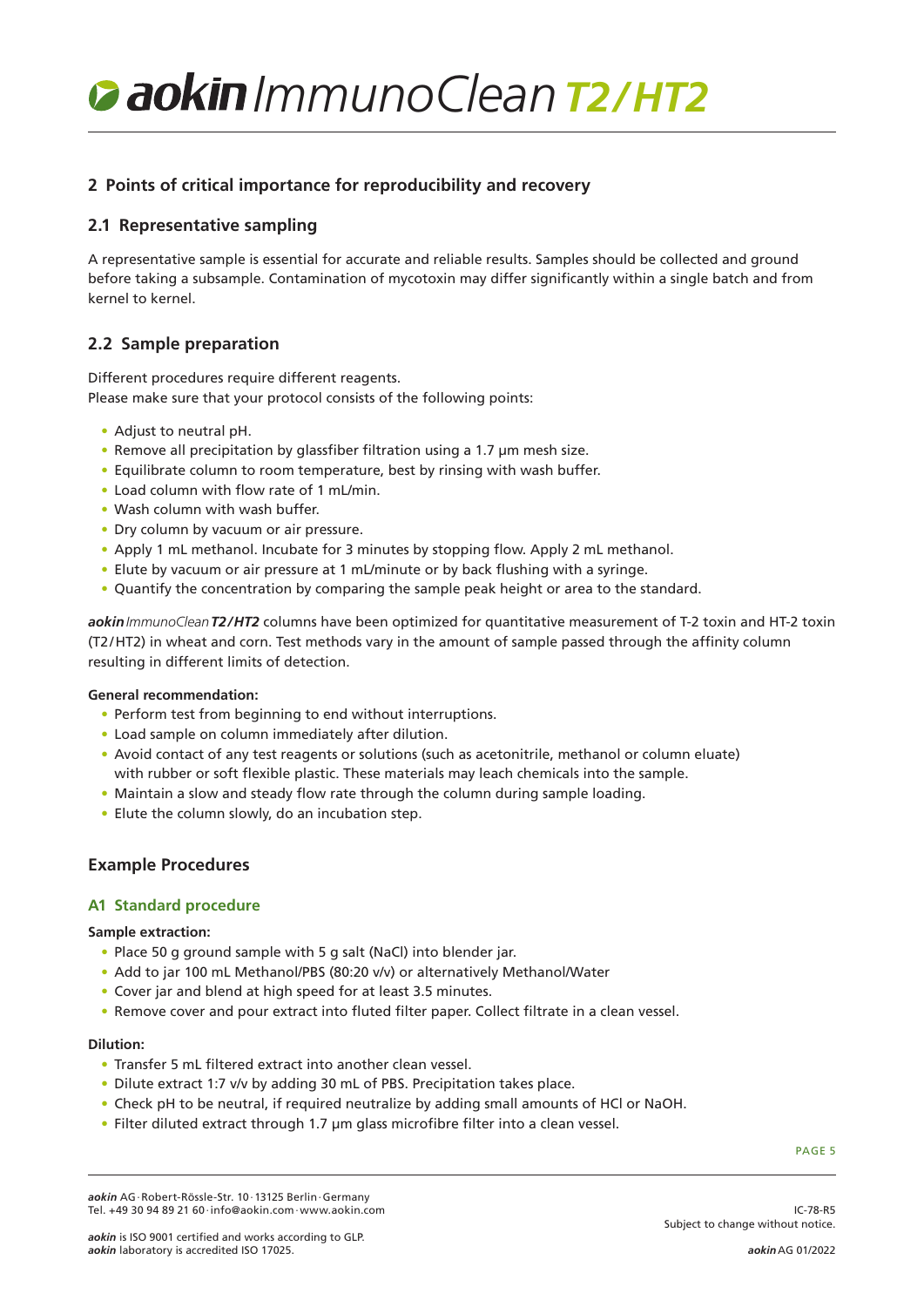## 2 Points of critical importance for reproducibility and recovery

### 2.1 Representative sampling

A representative sample is essential for accurate and reliable results. Samples should be collected and ground before taking a subsample. Contamination of mycotoxin may differ significantly within a single batch and from kernel to kernel.

### 2.2 Sample preparation

Different procedures require different reagents.
Please make sure that your protocol consists of the following points:

- Adjust to neutral pH.
- Remove all precipitation by glassfiber filtration using a 1.7 µm mesh size.
- Equilibrate column to room temperature, best by rinsing with wash buffer.
- Load column with flow rate of 1 mL/min.
- Wash column with wash buffer.
- Dry column by vacuum or air pressure.
- Apply 1 mL methanol. Incubate for 3 minutes by stopping flow. Apply 2 mL methanol.
- Elute by vacuum or air pressure at 1 mL/minute or by back flushing with a syringe.
- Quantify the concentration by comparing the sample peak height or area to the standard.

***aokin*** *ImmunoClean* ***T2/HT2*** columns have been optimized for quantitative measurement of T-2 toxin and HT-2 toxin (T2/HT2) in wheat and corn. Test methods vary in the amount of sample passed through the affinity column resulting in different limits of detection.

**General recommendation:**

- Perform test from beginning to end without interruptions.
- Load sample on column immediately after dilution.
- Avoid contact of any test reagents or solutions (such as acetonitrile, methanol or column eluate) with rubber or soft flexible plastic. These materials may leach chemicals into the sample.
- Maintain a slow and steady flow rate through the column during sample loading.
- Elute the column slowly, do an incubation step.

## Example Procedures

### A1 Standard procedure

**Sample extraction:**

- Place 50 g ground sample with 5 g salt (NaCl) into blender jar.
- Add to jar 100 mL Methanol/PBS (80:20 v/v) or alternatively Methanol/Water
- Cover jar and blend at high speed for at least 3.5 minutes.
- Remove cover and pour extract into fluted filter paper. Collect filtrate in a clean vessel.

**Dilution:**

- Transfer 5 mL filtered extract into another clean vessel.
- Dilute extract 1:7 v/v by adding 30 mL of PBS. Precipitation takes place.
- Check pH to be neutral, if required neutralize by adding small amounts of HCl or NaOH.
- Filter diluted extract through 1.7 µm glass microfibre filter into a clean vessel.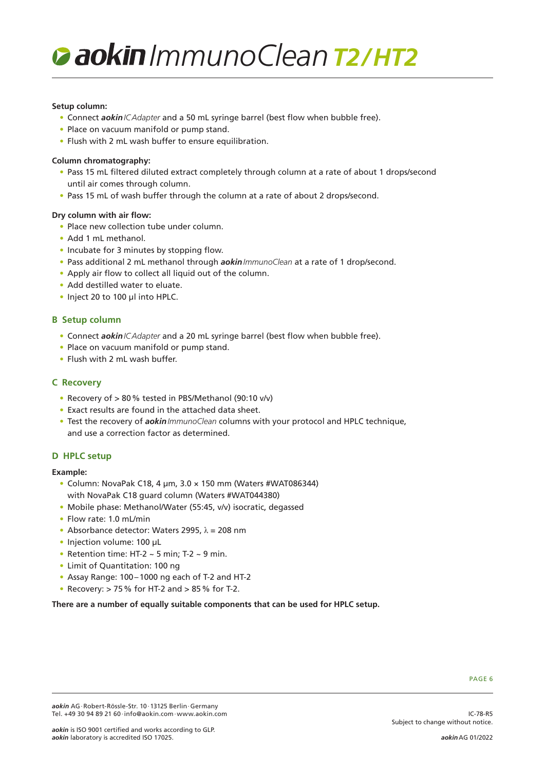**Setup column:**

- Connect ***aokin*** *ICAdapter* and a 50 mL syringe barrel (best flow when bubble free).
- Place on vacuum manifold or pump stand.
- Flush with 2 mL wash buffer to ensure equilibration.

**Column chromatography:**

- Pass 15 mL filtered diluted extract completely through column at a rate of about 1 drops/second until air comes through column.
- Pass 15 mL of wash buffer through the column at a rate of about 2 drops/second.

**Dry column with air flow:**

- Place new collection tube under column.
- Add 1 mL methanol.
- Incubate for 3 minutes by stopping flow.
- Pass additional 2 mL methanol through ***aokin*** *ImmunoClean* at a rate of 1 drop/second.
- Apply air flow to collect all liquid out of the column.
- Add destilled water to eluate.
- Inject 20 to 100 µl into HPLC.

## B Setup column

- Connect ***aokin*** *ICAdapter* and a 20 mL syringe barrel (best flow when bubble free).
- Place on vacuum manifold or pump stand.
- Flush with 2 mL wash buffer.

## C Recovery

- Recovery of > 80 % tested in PBS/Methanol (90:10 v/v)
- Exact results are found in the attached data sheet.
- Test the recovery of ***aokin*** *ImmunoClean* columns with your protocol and HPLC technique, and use a correction factor as determined.

## D HPLC setup

**Example:**

- Column: NovaPak C18, 4 µm, 3.0 × 150 mm (Waters #WAT086344) with NovaPak C18 guard column (Waters #WAT044380)
- Mobile phase: Methanol/Water (55:45, v/v) isocratic, degassed
- Flow rate: 1.0 mL/min
- Absorbance detector: Waters 2995, $\lambda$ = 208 nm
- Injection volume: 100 µL
- Retention time: HT-2 ~ 5 min; T-2 ~ 9 min.
- Limit of Quantitation: 100 ng
- Assay Range: 100 – 1000 ng each of T-2 and HT-2
- Recovery: > 75 % for HT-2 and > 85 % for T-2.

**There are a number of equally suitable components that can be used for HPLC setup.**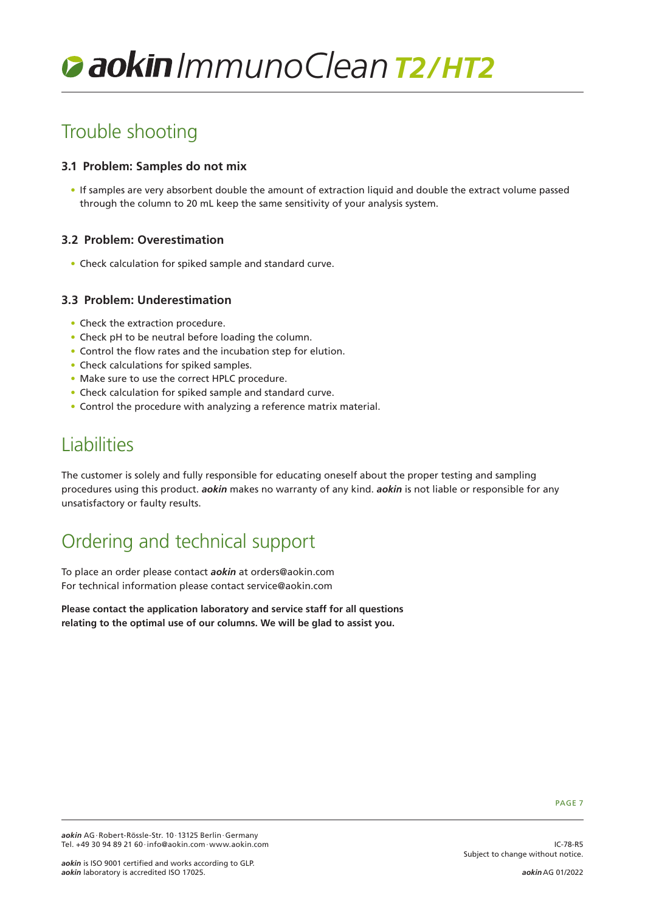## Trouble shooting

### 3.1 Problem: Samples do not mix

- If samples are very absorbent double the amount of extraction liquid and double the extract volume passed through the column to 20 mL keep the same sensitivity of your analysis system.

### 3.2 Problem: Overestimation

- Check calculation for spiked sample and standard curve.

### 3.3 Problem: Underestimation

- Check the extraction procedure.
- Check pH to be neutral before loading the column.
- Control the flow rates and the incubation step for elution.
- Check calculations for spiked samples.
- Make sure to use the correct HPLC procedure.
- Check calculation for spiked sample and standard curve.
- Control the procedure with analyzing a reference matrix material.

## Liabilities

The customer is solely and fully responsible for educating oneself about the proper testing and sampling procedures using this product. ***aokin*** makes no warranty of any kind. ***aokin*** is not liable or responsible for any unsatisfactory or faulty results.

## Ordering and technical support

To place an order please contact ***aokin*** at orders@aokin.com
For technical information please contact service@aokin.com

**Please contact the application laboratory and service staff for all questions relating to the optimal use of our columns. We will be glad to assist you.**

***aokin*** AG · Robert-Rössle-Str. 10 · 13125 Berlin · Germany
Tel. +49 30 94 89 21 60 · info@aokin.com · www.aokin.com

***aokin*** is ISO 9001 certified and works according to GLP.
***aokin*** laboratory is accredited ISO 17025.

IC-78-R5
Subject to change without notice.

***aokin*** AG 01/2022